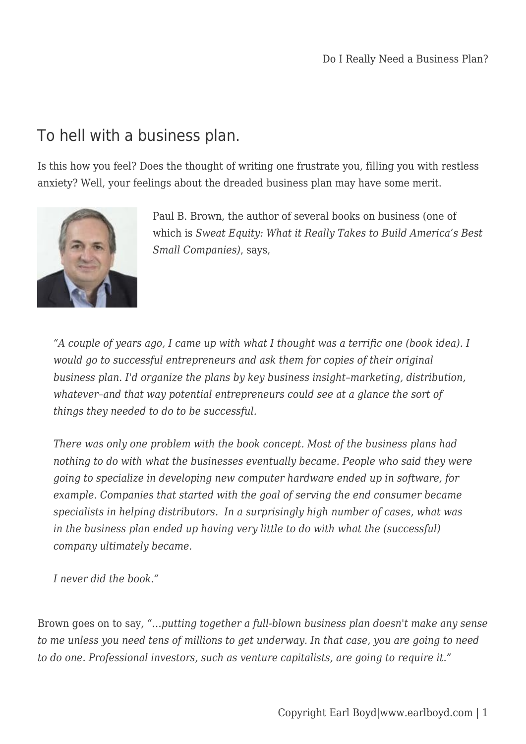# To hell with a business plan.

Is this how you feel? Does the thought of writing one frustrate you, filling you with restless anxiety? Well, your feelings about the dreaded business plan may have some merit.

Paul B. Brown, the author of several books on business (one of which is *Sweat Equity: What it Really Takes to Build America's Best Small Companies)*, says,

> *"A couple of years ago, I came up with what I thought was a terrific one (book idea). I would go to successful entrepreneurs and ask them for copies of their original business plan. I'd organize the plans by key business insight–marketing, distribution, whatever–and that way potential entrepreneurs could see at a glance the sort of things they needed to do to be successful.*
>
> *There was only one problem with the book concept. Most of the business plans had nothing to do with what the businesses eventually became. People who said they were going to specialize in developing new computer hardware ended up in software, for example. Companies that started with the goal of serving the end consumer became specialists in helping distributors. In a surprisingly high number of cases, what was in the business plan ended up having very little to do with what the (successful) company ultimately became.*
>
> *I never did the book."*

Brown goes on to say, *"...putting together a full-blown business plan doesn't make any sense to me unless you need tens of millions to get underway. In that case, you are going to need to do one. Professional investors, such as venture capitalists, are going to require it."*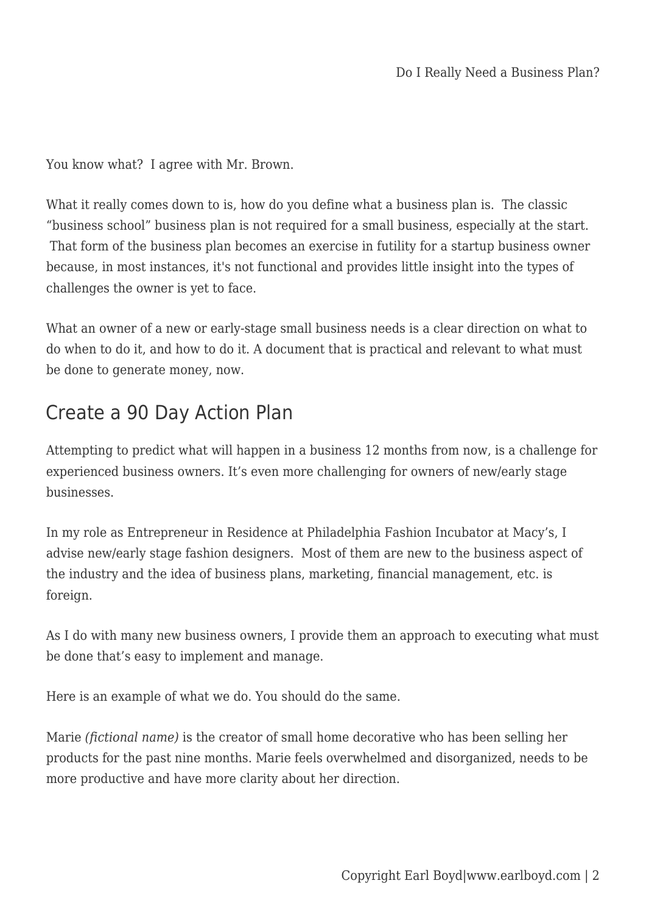You know what? I agree with Mr. Brown.

What it really comes down to is, how do you define what a business plan is. The classic "business school" business plan is not required for a small business, especially at the start. That form of the business plan becomes an exercise in futility for a startup business owner because, in most instances, it's not functional and provides little insight into the types of challenges the owner is yet to face.

What an owner of a new or early-stage small business needs is a clear direction on what to do when to do it, and how to do it. A document that is practical and relevant to what must be done to generate money, now.

## Create a 90 Day Action Plan

Attempting to predict what will happen in a business 12 months from now, is a challenge for experienced business owners. It's even more challenging for owners of new/early stage businesses.

In my role as Entrepreneur in Residence at Philadelphia Fashion Incubator at Macy's, I advise new/early stage fashion designers. Most of them are new to the business aspect of the industry and the idea of business plans, marketing, financial management, etc. is foreign.

As I do with many new business owners, I provide them an approach to executing what must be done that's easy to implement and manage.

Here is an example of what we do. You should do the same.

Marie *(fictional name)* is the creator of small home decorative who has been selling her products for the past nine months. Marie feels overwhelmed and disorganized, needs to be more productive and have more clarity about her direction.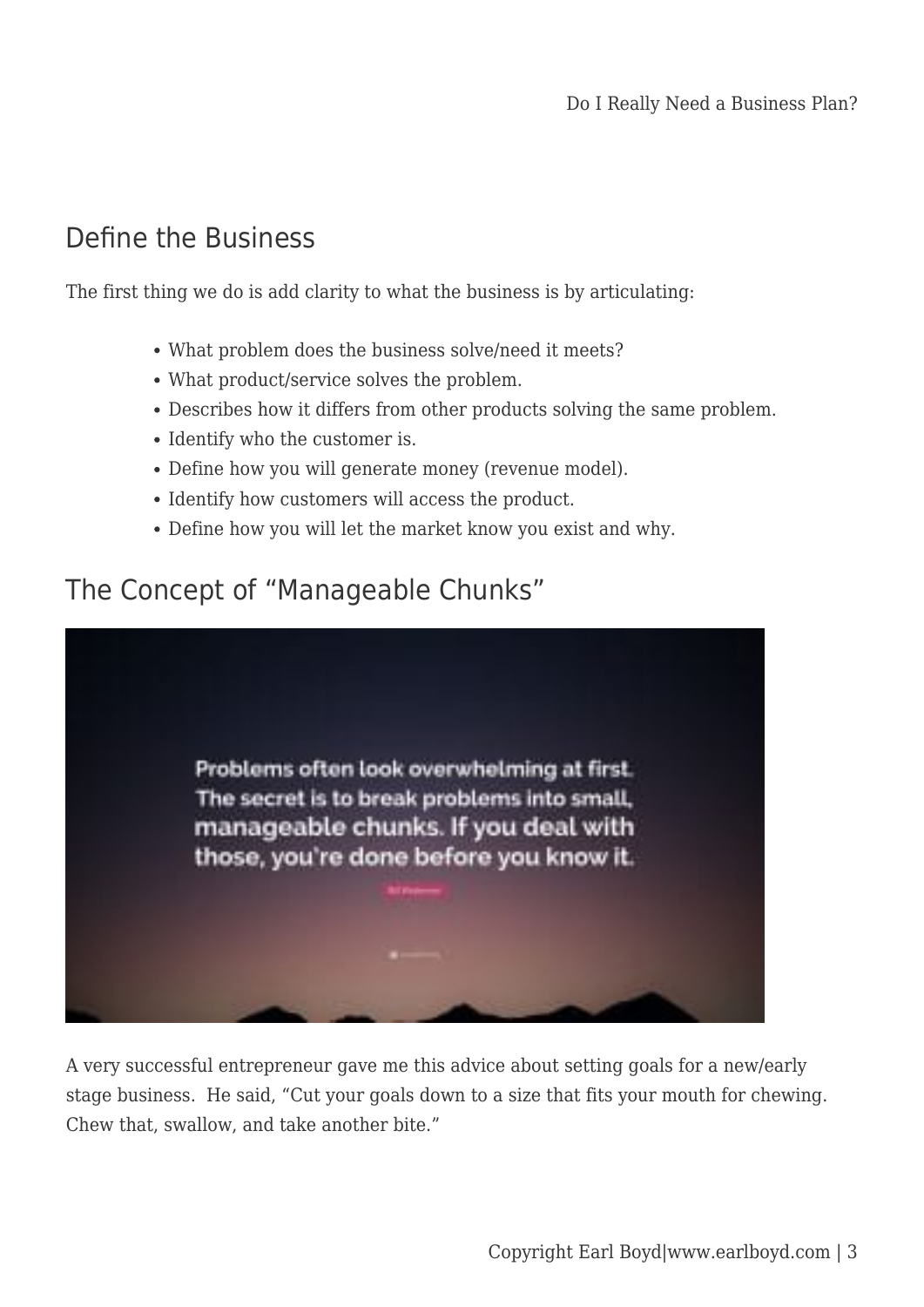## Define the Business

The first thing we do is add clarity to what the business is by articulating:

- What problem does the business solve/need it meets?
- What product/service solves the problem.
- Describes how it differs from other products solving the same problem.
- Identify who the customer is.
- Define how you will generate money (revenue model).
- Identify how customers will access the product.
- Define how you will let the market know you exist and why.

## The Concept of "Manageable Chunks"

A very successful entrepreneur gave me this advice about setting goals for a new/early stage business. He said, "Cut your goals down to a size that fits your mouth for chewing. Chew that, swallow, and take another bite."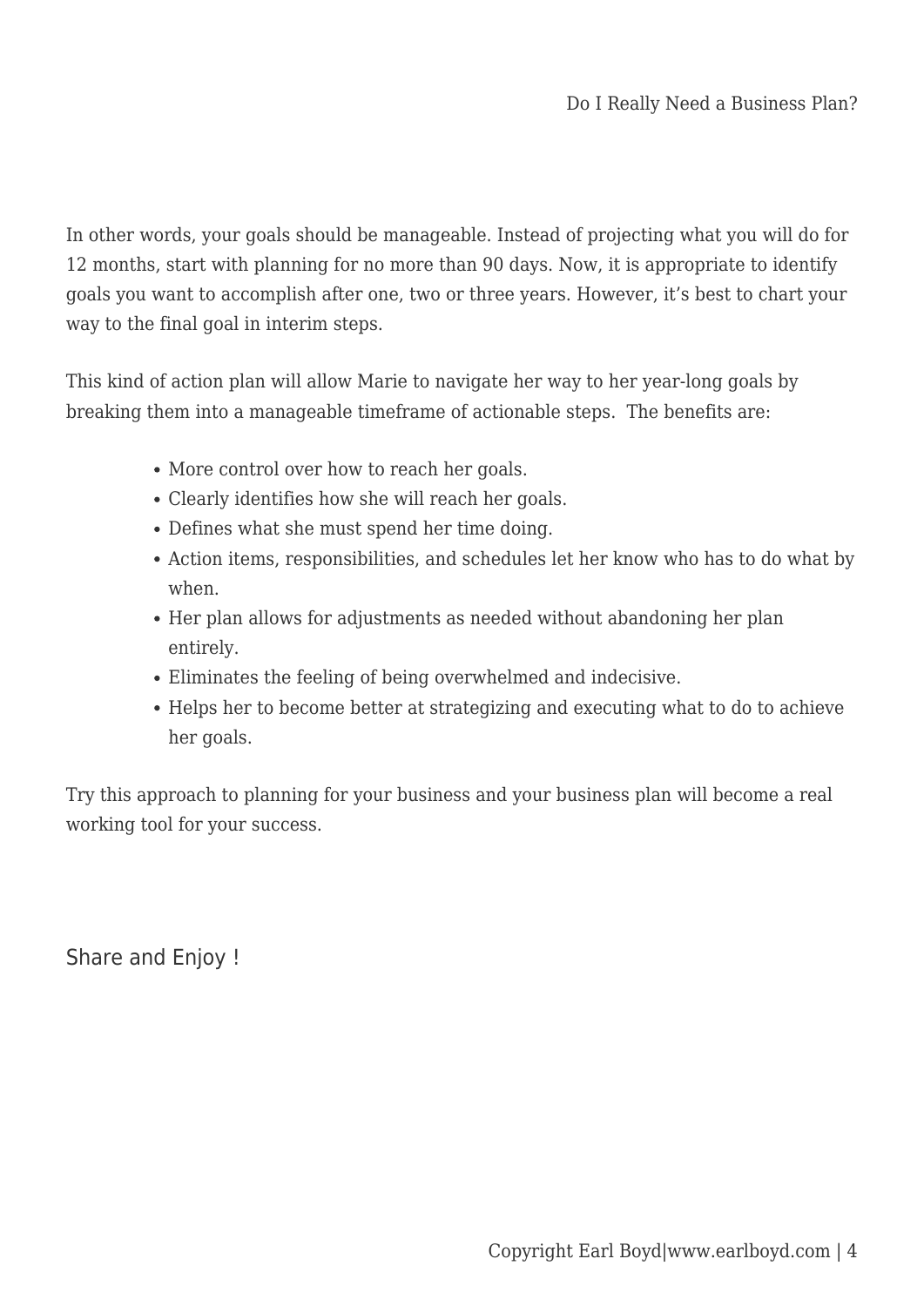In other words, your goals should be manageable. Instead of projecting what you will do for 12 months, start with planning for no more than 90 days. Now, it is appropriate to identify goals you want to accomplish after one, two or three years. However, it's best to chart your way to the final goal in interim steps.

This kind of action plan will allow Marie to navigate her way to her year-long goals by breaking them into a manageable timeframe of actionable steps.  The benefits are:

- More control over how to reach her goals.
- Clearly identifies how she will reach her goals.
- Defines what she must spend her time doing.
- Action items, responsibilities, and schedules let her know who has to do what by when.
- Her plan allows for adjustments as needed without abandoning her plan entirely.
- Eliminates the feeling of being overwhelmed and indecisive.
- Helps her to become better at strategizing and executing what to do to achieve her goals.

Try this approach to planning for your business and your business plan will become a real working tool for your success.

Share and Enjoy !